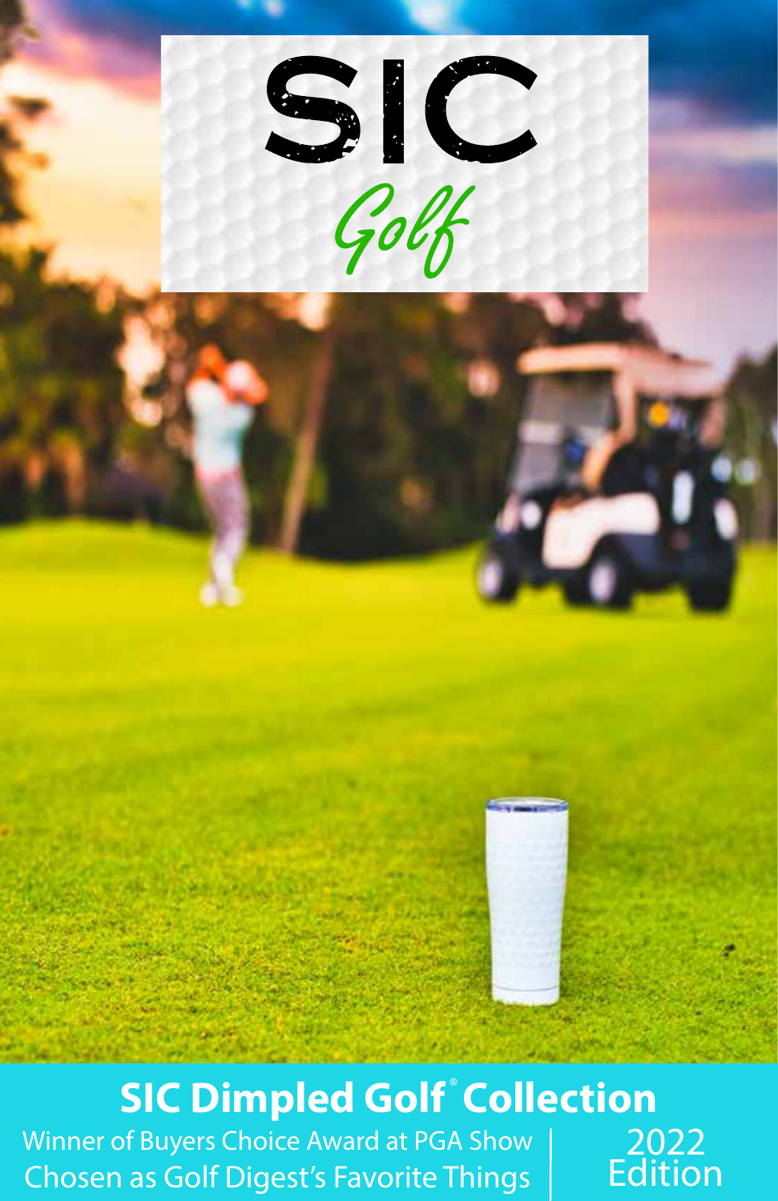# SIC

*Golf*

## SIC Dimpled Golf® Collection

Winner of Buyers Choice Award at PGA Show

Chosen as Golf Digest's Favorite Things

2022 Edition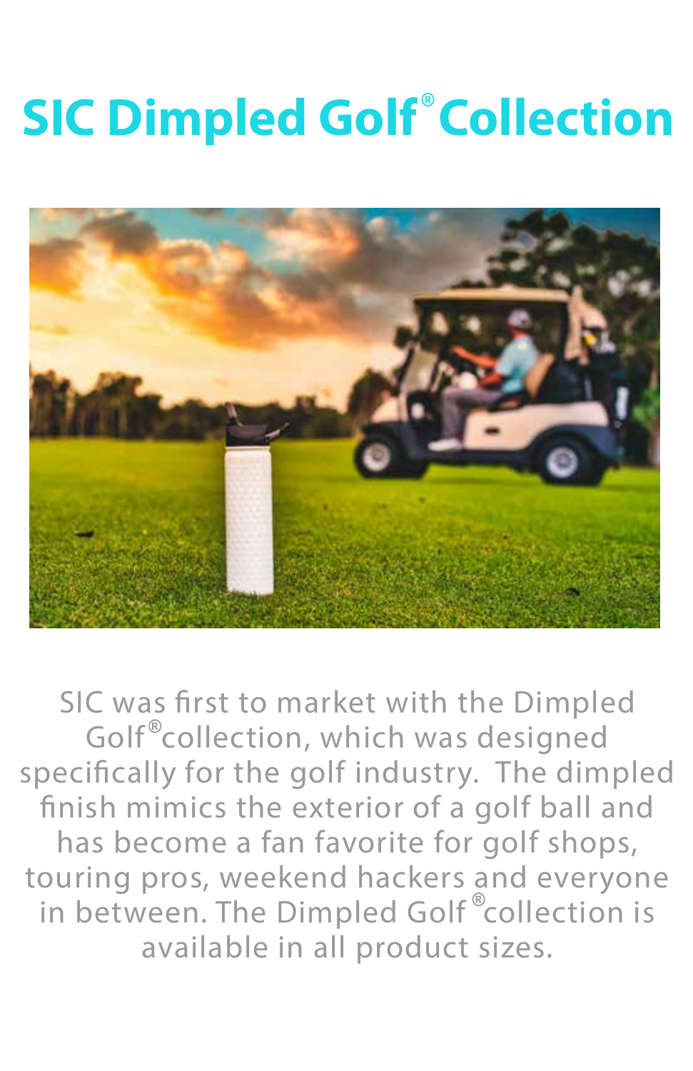# SIC Dimpled Golf® Collection

SIC was first to market with the Dimpled Golf® collection, which was designed specifically for the golf industry. The dimpled finish mimics the exterior of a golf ball and has become a fan favorite for golf shops, touring pros, weekend hackers and everyone in between. The Dimpled Golf® collection is available in all product sizes.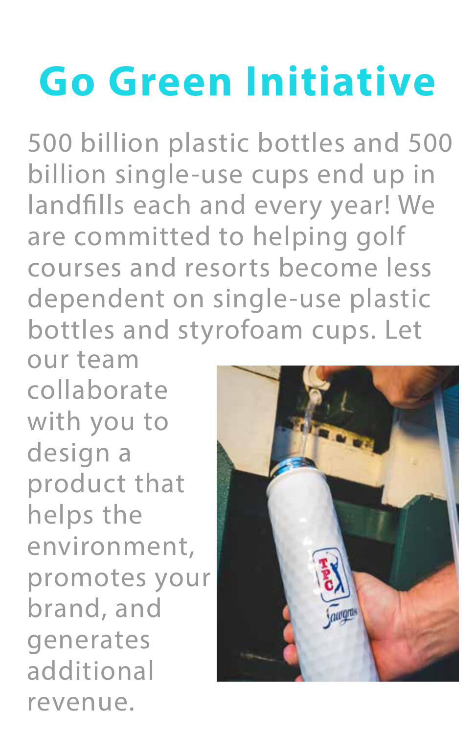# Go Green Initiative

500 billion plastic bottles and 500 billion single-use cups end up in landfills each and every year! We are committed to helping golf courses and resorts become less dependent on single-use plastic bottles and styrofoam cups. Let our team collaborate with you to design a product that helps the environment, promotes your brand, and generates additional revenue.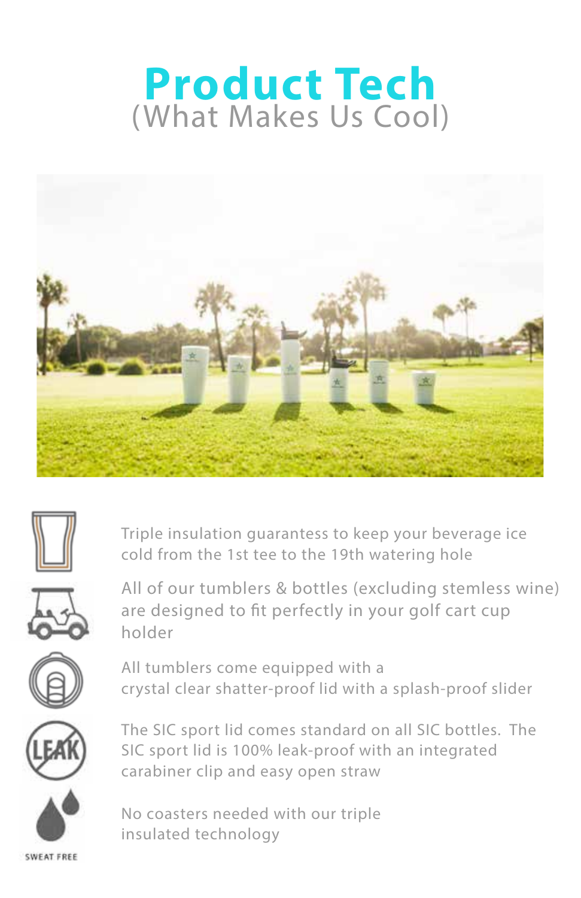# Product Tech

(What Makes Us Cool)

Triple insulation guarantess to keep your beverage ice cold from the 1st tee to the 19th watering hole

All of our tumblers & bottles (excluding stemless wine) are designed to fit perfectly in your golf cart cup holder

All tumblers come equipped with a crystal clear shatter-proof lid with a splash-proof slider

The SIC sport lid comes standard on all SIC bottles. The SIC sport lid is 100% leak-proof with an integrated carabiner clip and easy open straw

SWEAT FREE

No coasters needed with our triple insulated technology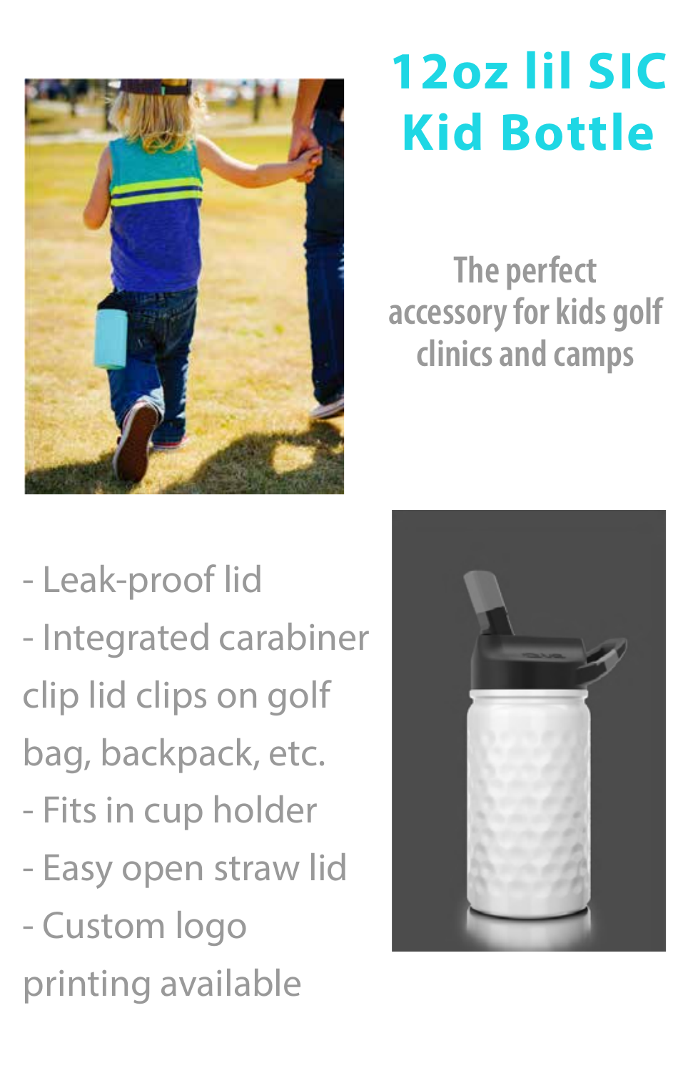# 12oz lil SIC Kid Bottle

The perfect accessory for kids golf clinics and camps

- Leak-proof lid
- Integrated carabiner clip lid clips on golf bag, backpack, etc.
- Fits in cup holder
- Easy open straw lid
- Custom logo printing available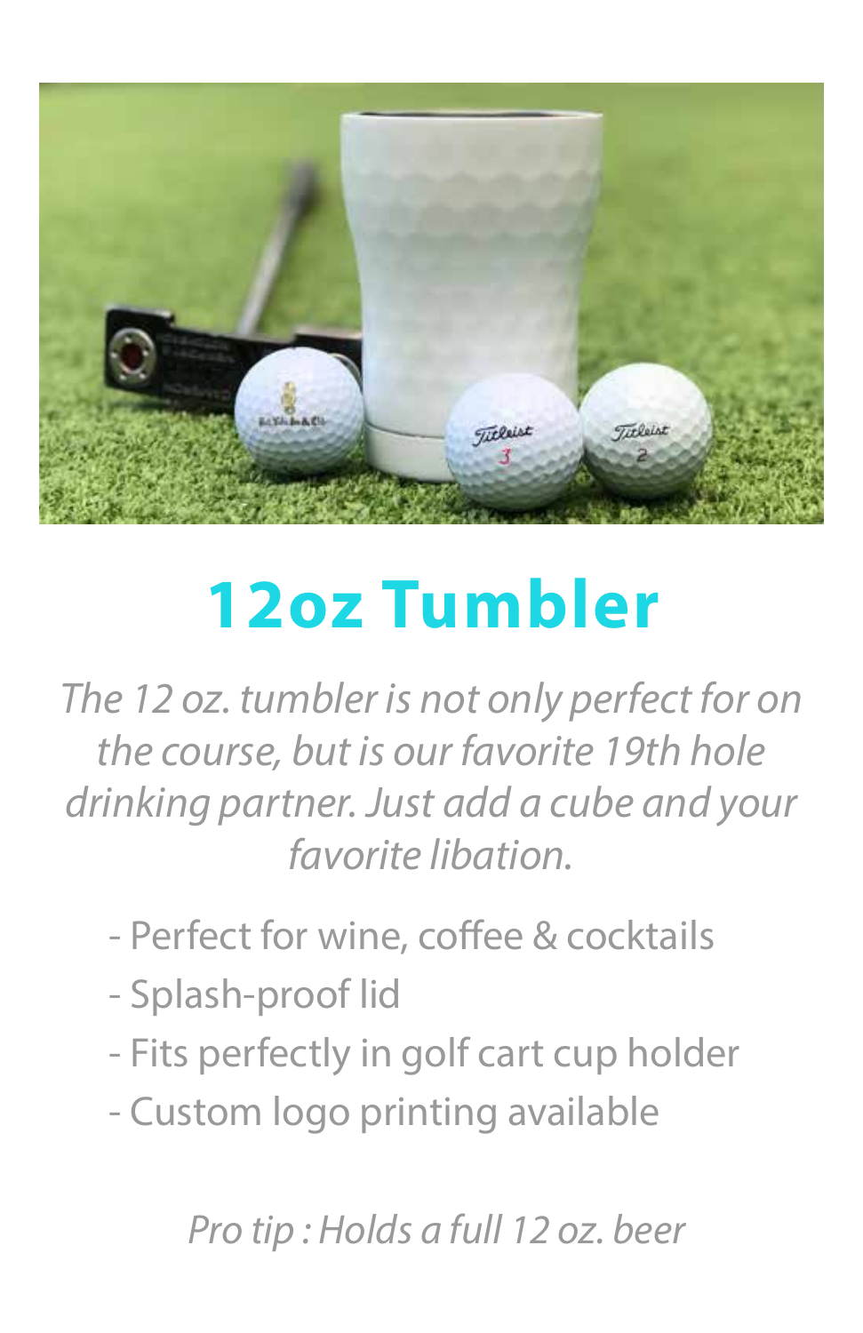# 12oz Tumbler

*The 12 oz. tumbler is not only perfect for on the course, but is our favorite 19th hole drinking partner. Just add a cube and your favorite libation.*

- Perfect for wine, coffee & cocktails
- Splash-proof lid
- Fits perfectly in golf cart cup holder
- Custom logo printing available

*Pro tip : Holds a full 12 oz. beer*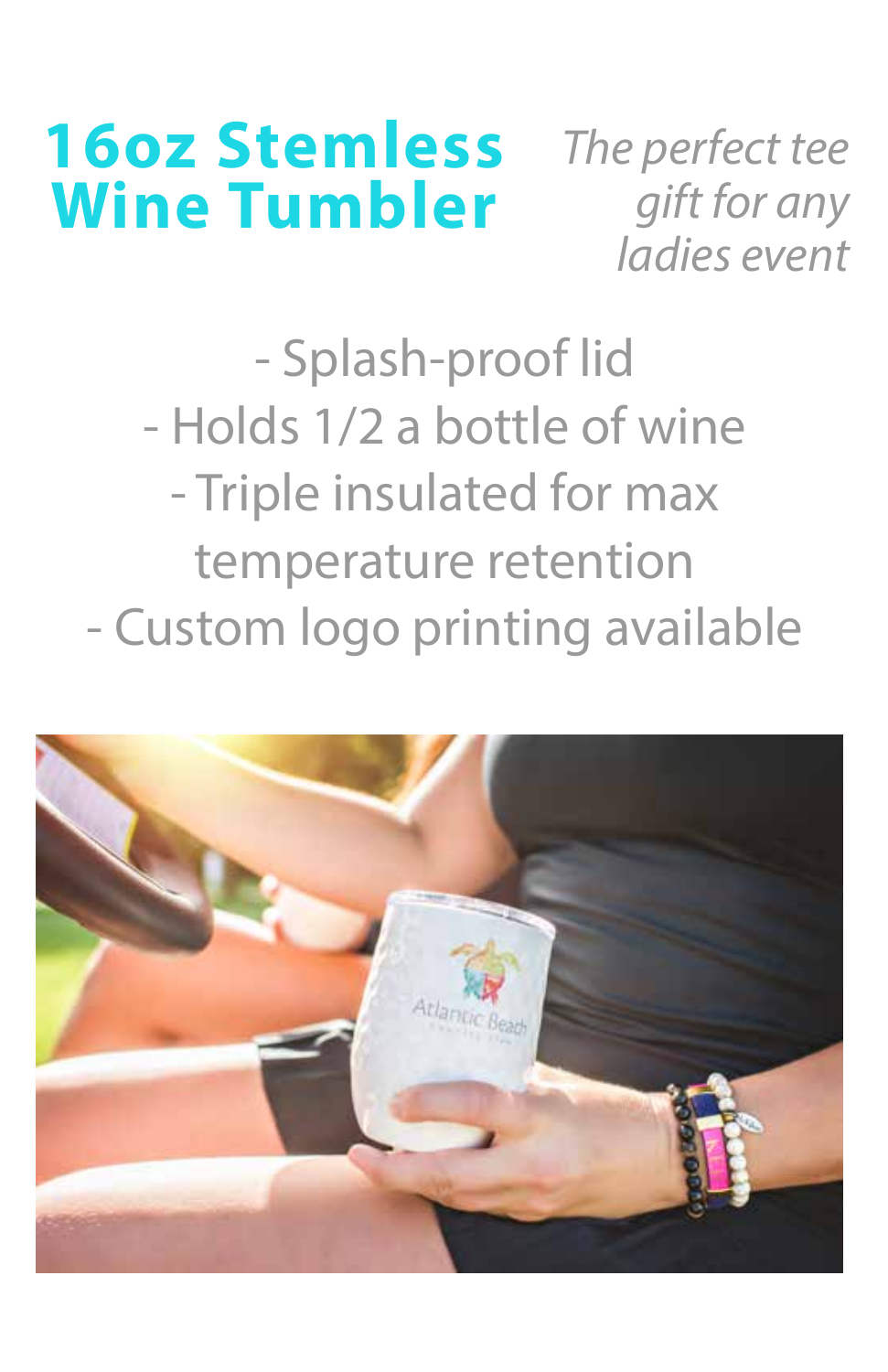# 16oz Stemless Wine Tumbler

*The perfect tee gift for any ladies event*

- Splash-proof lid
- Holds 1/2 a bottle of wine
- Triple insulated for max temperature retention
- Custom logo printing available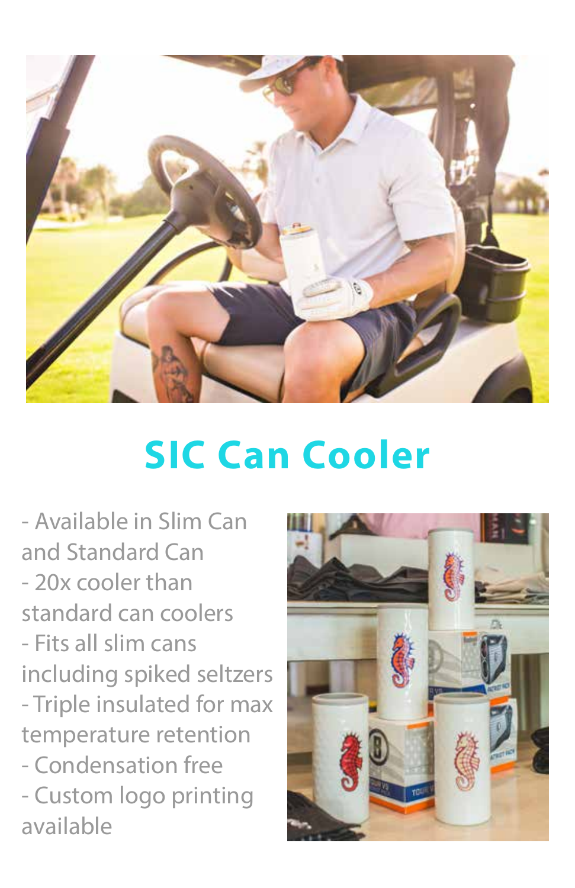# SIC Can Cooler

- Available in Slim Can and Standard Can
- 20x cooler than standard can coolers
- Fits all slim cans including spiked seltzers
- Triple insulated for max temperature retention
- Condensation free
- Custom logo printing available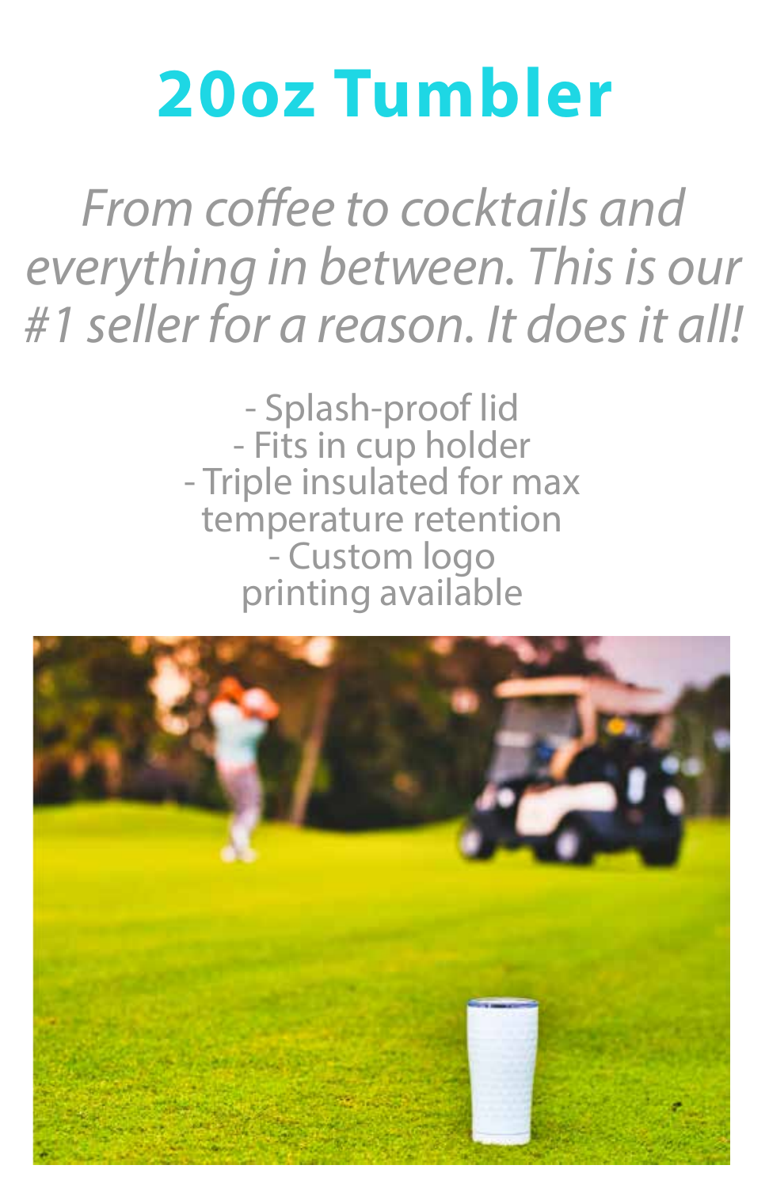# 20oz Tumbler

*From coffee to cocktails and everything in between. This is our #1 seller for a reason. It does it all!*

- Splash-proof lid
- Fits in cup holder
- Triple insulated for max temperature retention
- Custom logo printing available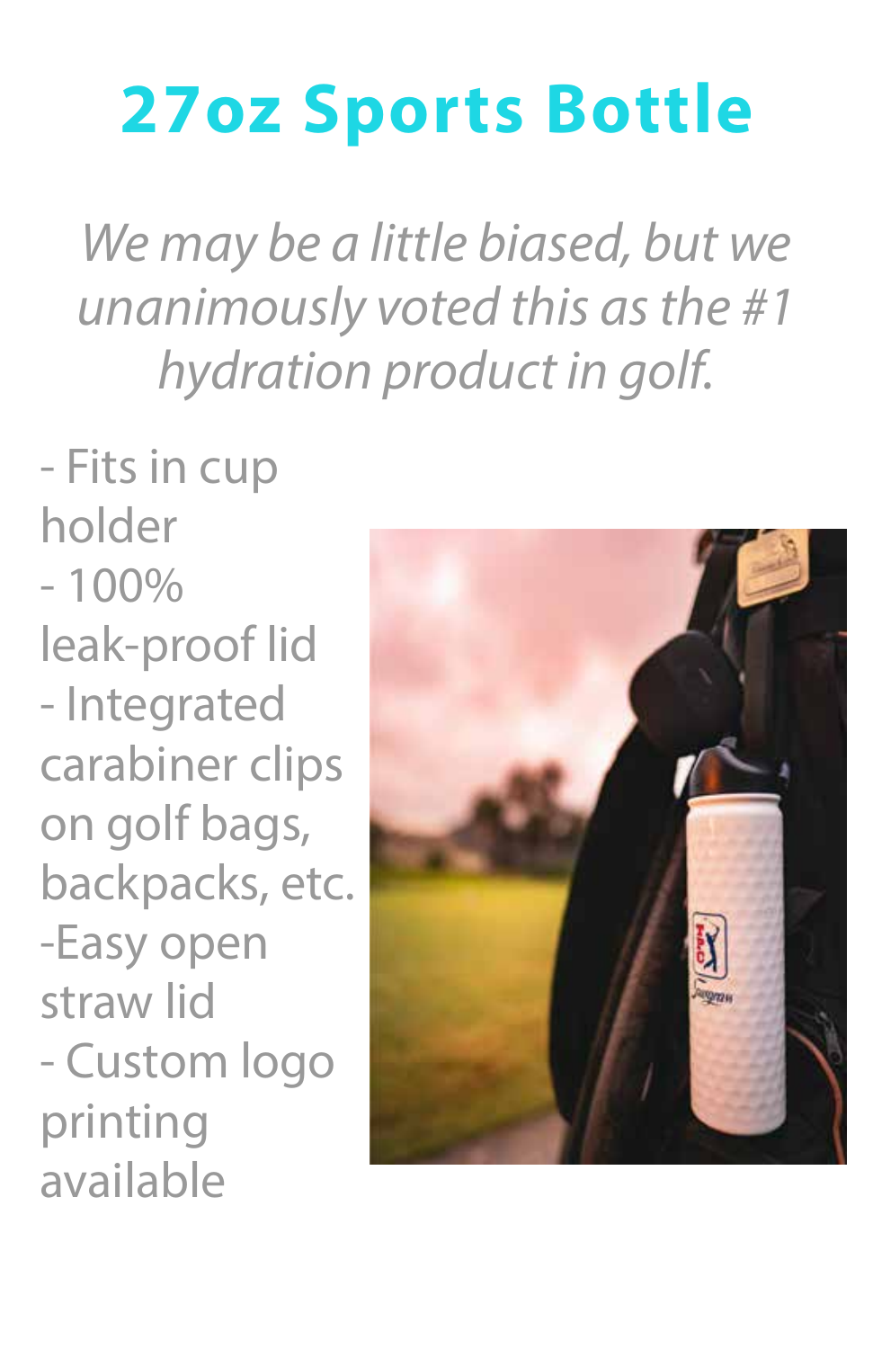# 27oz Sports Bottle

*We may be a little biased, but we unanimously voted this as the #1 hydration product in golf.*

- Fits in cup holder
- 100% leak-proof lid
- Integrated carabiner clips on golf bags, backpacks, etc.
- Easy open straw lid
- Custom logo printing available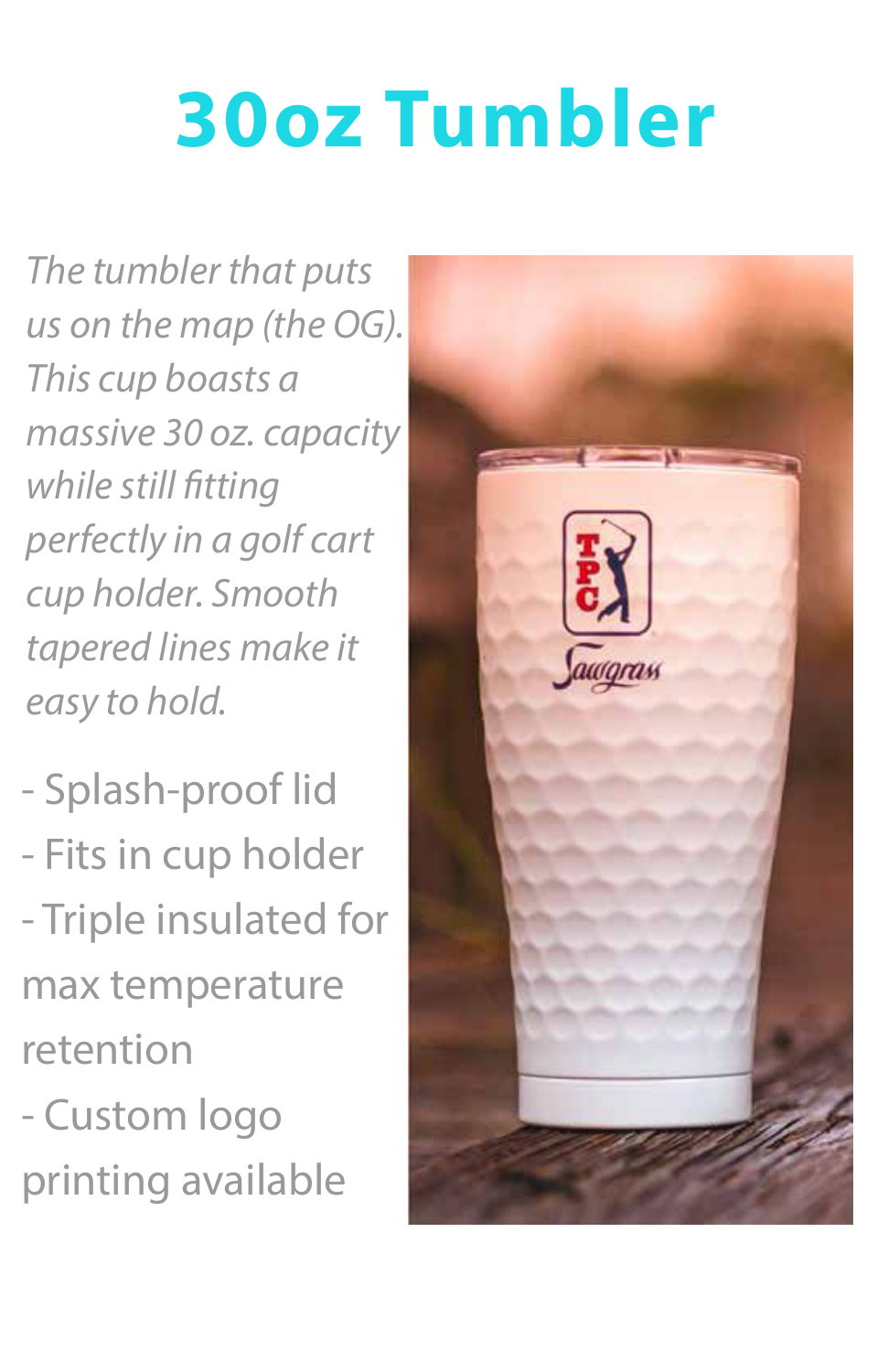# 30oz Tumbler

*The tumbler that puts us on the map (the OG). This cup boasts a massive 30 oz. capacity while still fitting perfectly in a golf cart cup holder. Smooth tapered lines make it easy to hold.*

- Splash-proof lid
- Fits in cup holder
- Triple insulated for max temperature retention
- Custom logo printing available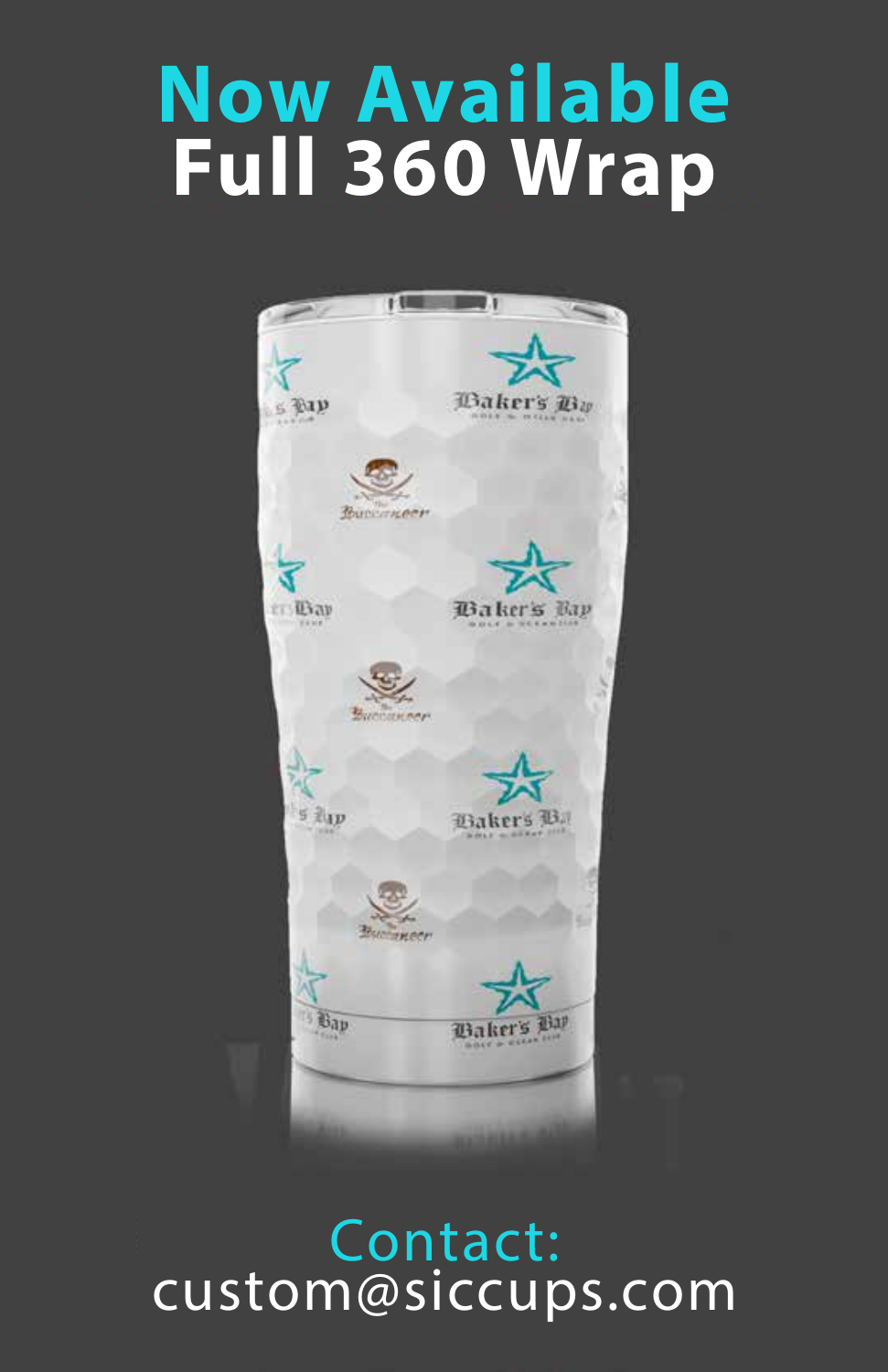# Now Available
# Full 360 Wrap

Contact:
custom@siccups.com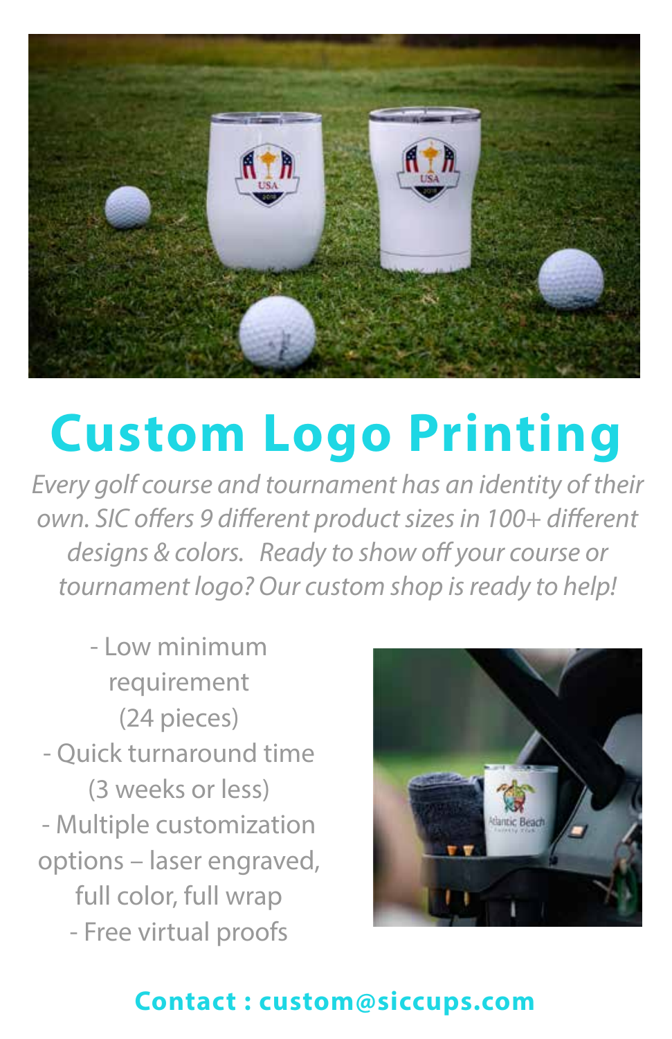# Custom Logo Printing

*Every golf course and tournament has an identity of their own. SIC offers 9 different product sizes in 100+ different designs & colors. Ready to show off your course or tournament logo? Our custom shop is ready to help!*

- Low minimum requirement (24 pieces)
- Quick turnaround time (3 weeks or less)
- Multiple customization options – laser engraved, full color, full wrap
- Free virtual proofs

**Contact : custom@siccups.com**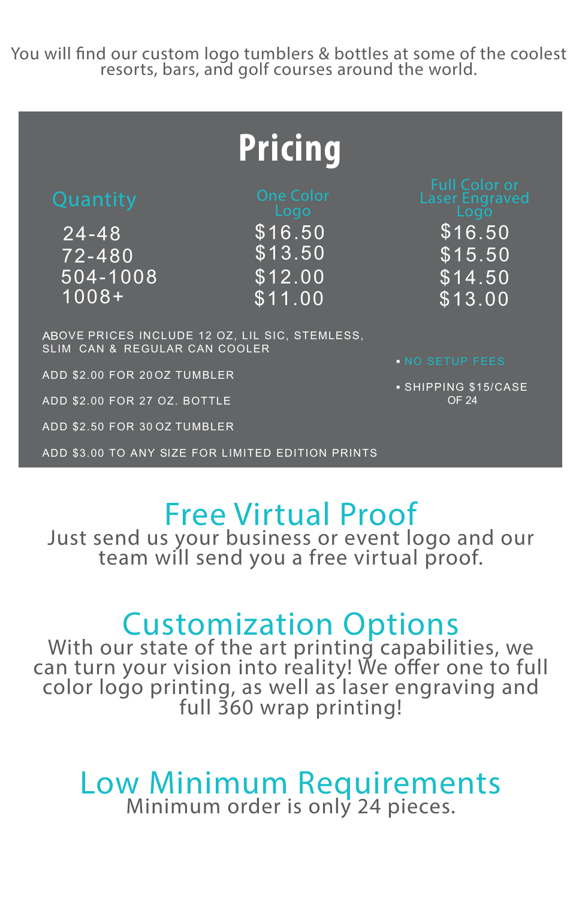You will find our custom logo tumblers & bottles at some of the coolest resorts, bars, and golf courses around the world.

# Pricing

| Quantity | One Color Logo | Full Color or Laser Engraved Logo |
|---|---|---|
| 24-48 | $16.50 | $16.50 |
| 72-480 | $13.50 | $15.50 |
| 504-1008 | $12.00 | $14.50 |
| 1008+ | $11.00 | $13.00 |

ABOVE PRICES INCLUDE 12 OZ, LIL SIC, STEMLESS, SLIM CAN & REGULAR CAN COOLER

ADD $2.00 FOR 20 OZ TUMBLER

ADD $2.00 FOR 27 OZ. BOTTLE

ADD $2.50 FOR 30 OZ TUMBLER

ADD $3.00 TO ANY SIZE FOR LIMITED EDITION PRINTS

- NO SETUP FEES
- SHIPPING $15/CASE OF 24

## Free Virtual Proof

Just send us your business or event logo and our team will send you a free virtual proof.

## Customization Options

With our state of the art printing capabilities, we can turn your vision into reality! We offer one to full color logo printing, as well as laser engraving and full 360 wrap printing!

## Low Minimum Requirements

Minimum order is only 24 pieces.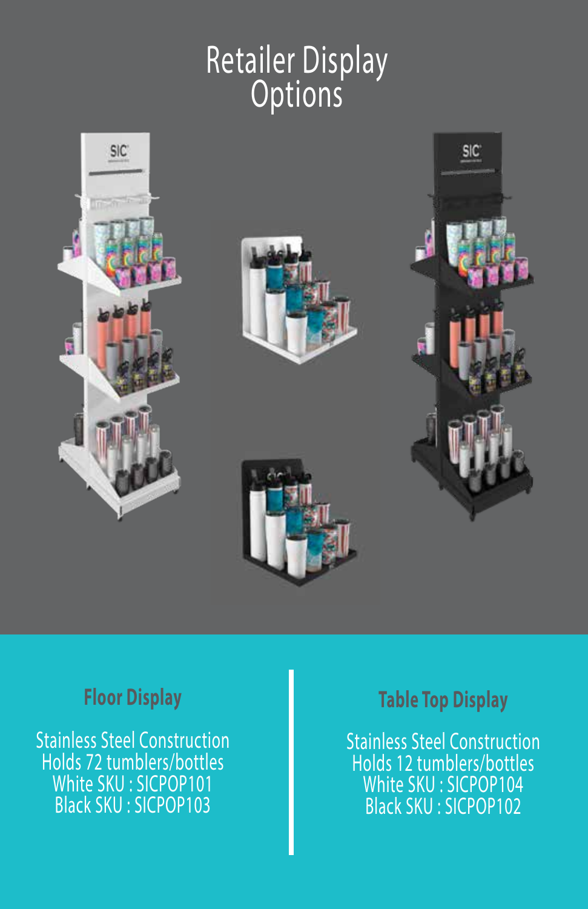# Retailer Display Options

## Floor Display

Stainless Steel Construction
Holds 72 tumblers/bottles
White SKU : SICPOP101
Black SKU : SICPOP103

## Table Top Display

Stainless Steel Construction
Holds 12 tumblers/bottles
White SKU : SICPOP104
Black SKU : SICPOP102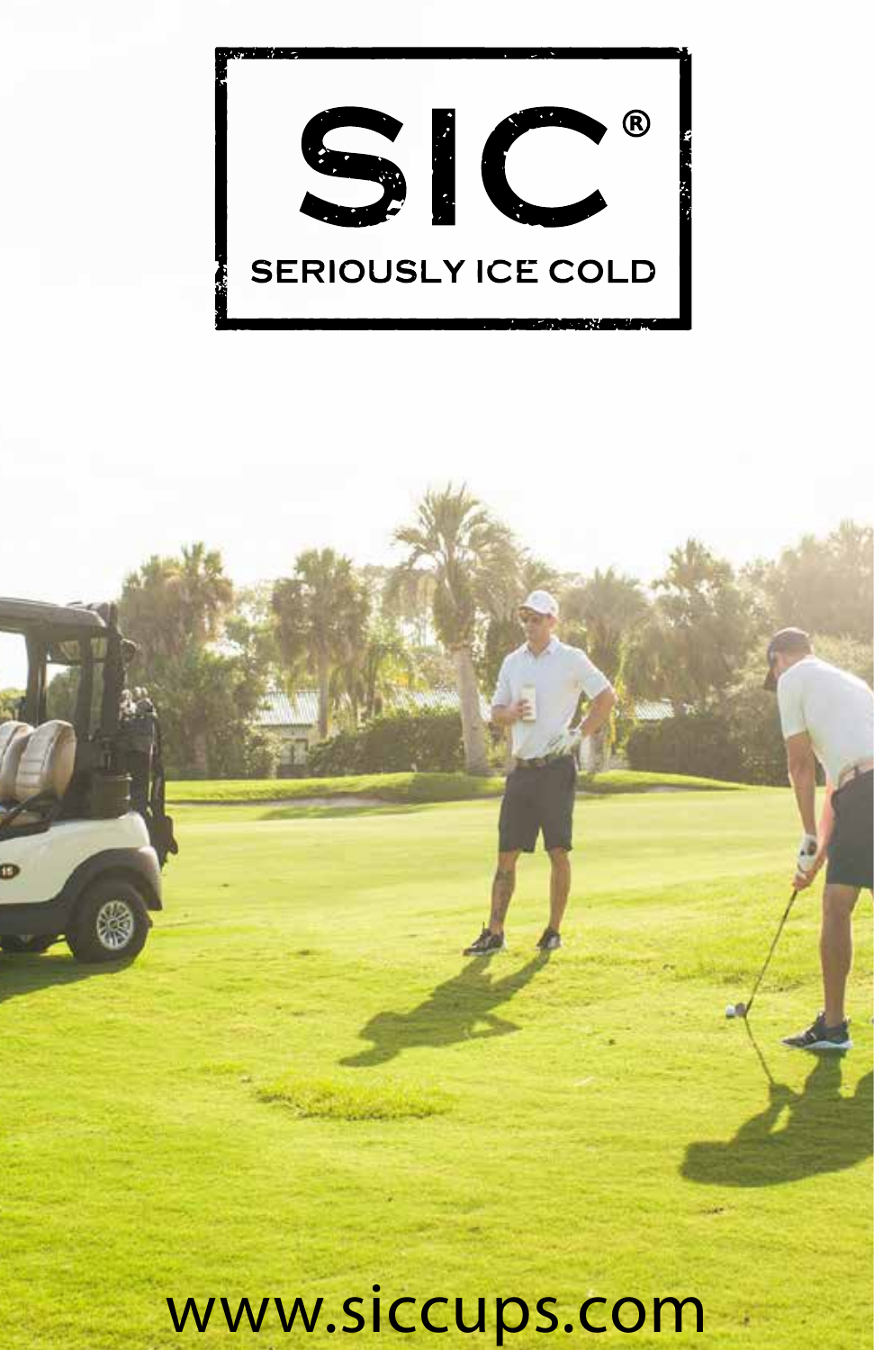# SIC®

SERIOUSLY ICE COLD

www.siccups.com